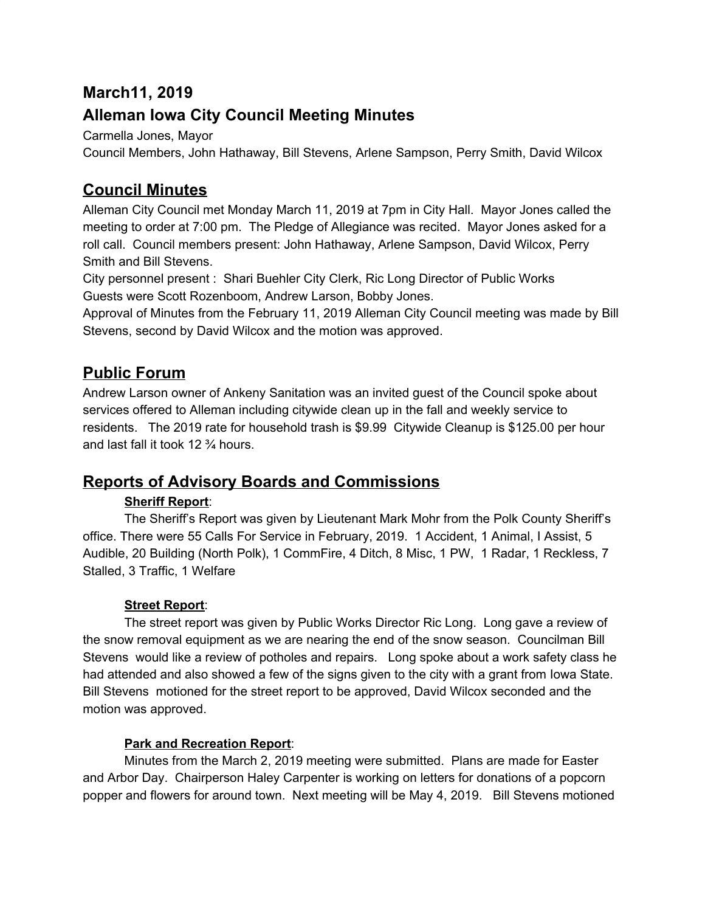## March11, 2019

## Alleman Iowa City Council Meeting Minutes

Carmella Jones, Mayor

Council Members, John Hathaway, Bill Stevens, Arlene Sampson, Perry Smith, David Wilcox

# Council Minutes

Alleman City Council met Monday March 11, 2019 at 7pm in City Hall. Mayor Jones called the meeting to order at 7:00 pm. The Pledge of Allegiance was recited. Mayor Jones asked for a roll call. Council members present: John Hathaway, Arlene Sampson, David Wilcox, Perry Smith and Bill Stevens.

City personnel present : Shari Buehler City Clerk, Ric Long Director of Public Works

Guests were Scott Rozenboom, Andrew Larson, Bobby Jones.

Approval of Minutes from the February 11, 2019 Alleman City Council meeting was made by Bill Stevens, second by David Wilcox and the motion was approved.

# Public Forum

Andrew Larson owner of Ankeny Sanitation was an invited guest of the Council spoke about services offered to Alleman including citywide clean up in the fall and weekly service to residents. The 2019 rate for household trash is $9.99 Citywide Cleanup is $125.00 per hour and last fall it took 12 ¾ hours.

# Reports of Advisory Boards and Commissions

**Sheriff Report**:

The Sheriff's Report was given by Lieutenant Mark Mohr from the Polk County Sheriff's office. There were 55 Calls For Service in February, 2019. 1 Accident, 1 Animal, I Assist, 5 Audible, 20 Building (North Polk), 1 CommFire, 4 Ditch, 8 Misc, 1 PW, 1 Radar, 1 Reckless, 7 Stalled, 3 Traffic, 1 Welfare

**Street Report**:

The street report was given by Public Works Director Ric Long. Long gave a review of the snow removal equipment as we are nearing the end of the snow season. Councilman Bill Stevens would like a review of potholes and repairs. Long spoke about a work safety class he had attended and also showed a few of the signs given to the city with a grant from Iowa State. Bill Stevens motioned for the street report to be approved, David Wilcox seconded and the motion was approved.

**Park and Recreation Report**:

Minutes from the March 2, 2019 meeting were submitted. Plans are made for Easter and Arbor Day. Chairperson Haley Carpenter is working on letters for donations of a popcorn popper and flowers for around town. Next meeting will be May 4, 2019. Bill Stevens motioned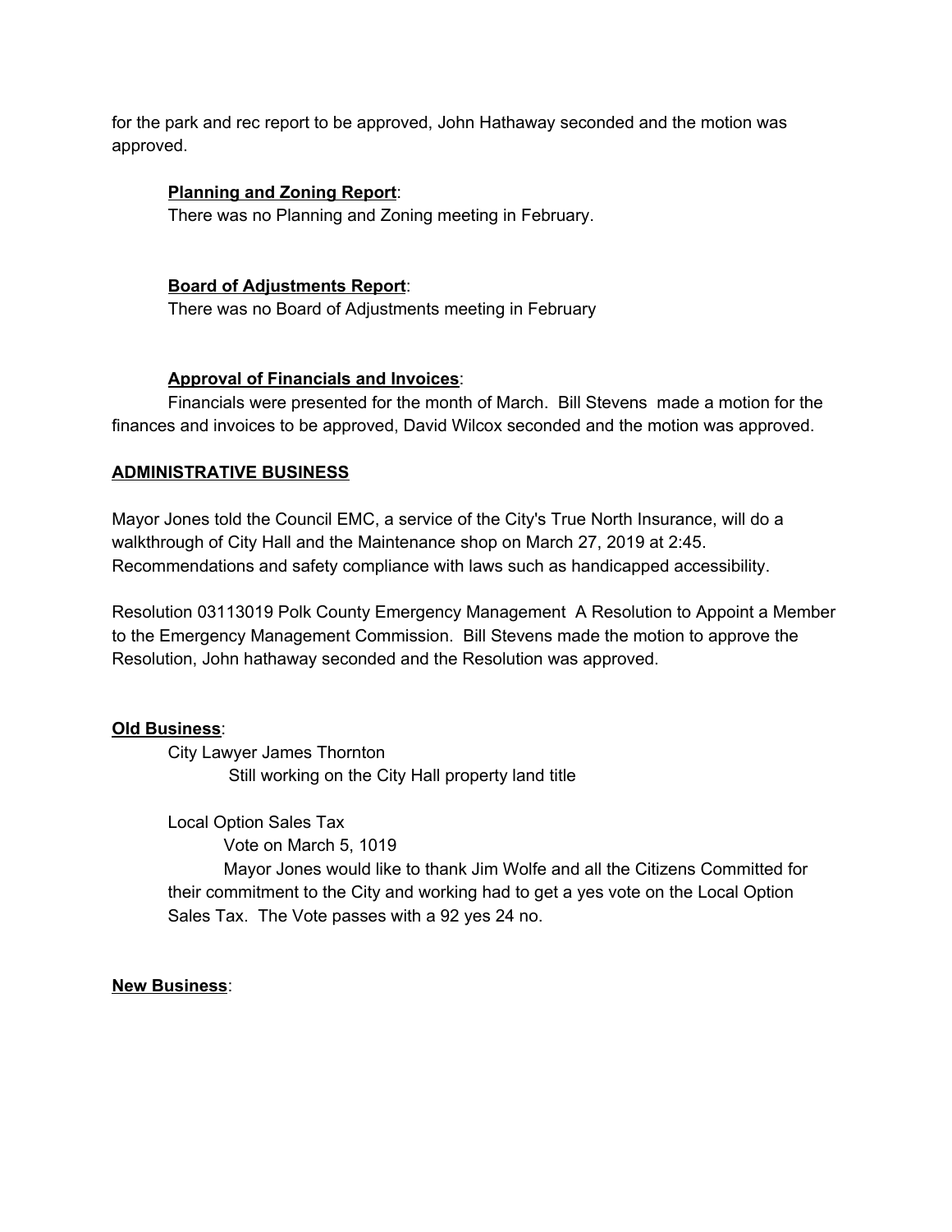for the park and rec report to be approved, John Hathaway seconded and the motion was approved.

**Planning and Zoning Report**:
There was no Planning and Zoning meeting in February.

**Board of Adjustments Report**:
There was no Board of Adjustments meeting in February

**Approval of Financials and Invoices**:
Financials were presented for the month of March. Bill Stevens made a motion for the finances and invoices to be approved, David Wilcox seconded and the motion was approved.

## ADMINISTRATIVE BUSINESS

Mayor Jones told the Council EMC, a service of the City's True North Insurance, will do a walkthrough of City Hall and the Maintenance shop on March 27, 2019 at 2:45. Recommendations and safety compliance with laws such as handicapped accessibility.

Resolution 03113019 Polk County Emergency Management A Resolution to Appoint a Member to the Emergency Management Commission. Bill Stevens made the motion to approve the Resolution, John hathaway seconded and the Resolution was approved.

## Old Business:

City Lawyer James Thornton
Still working on the City Hall property land title

Local Option Sales Tax
Vote on March 5, 1019
Mayor Jones would like to thank Jim Wolfe and all the Citizens Committed for their commitment to the City and working had to get a yes vote on the Local Option Sales Tax. The Vote passes with a 92 yes 24 no.

## New Business: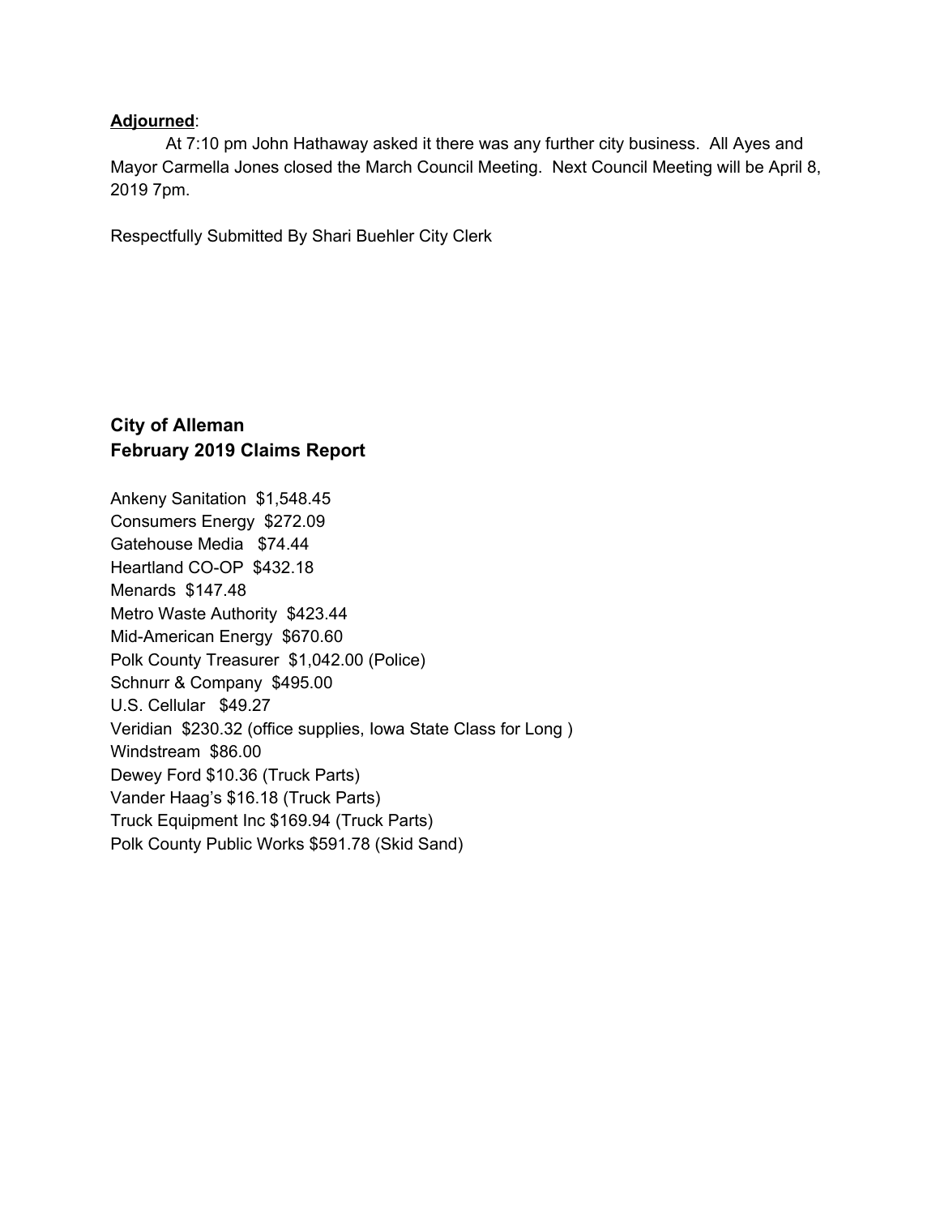**Adjourned**:

At 7:10 pm John Hathaway asked it there was any further city business. All Ayes and Mayor Carmella Jones closed the March Council Meeting. Next Council Meeting will be April 8, 2019 7pm.

Respectfully Submitted By Shari Buehler City Clerk

### City of Alleman
### February 2019 Claims Report

Ankeny Sanitation $1,548.45
Consumers Energy $272.09
Gatehouse Media $74.44
Heartland CO-OP $432.18
Menards $147.48
Metro Waste Authority $423.44
Mid-American Energy $670.60
Polk County Treasurer $1,042.00 (Police)
Schnurr & Company $495.00
U.S. Cellular $49.27
Veridian $230.32 (office supplies, Iowa State Class for Long )
Windstream $86.00
Dewey Ford $10.36 (Truck Parts)
Vander Haag's $16.18 (Truck Parts)
Truck Equipment Inc $169.94 (Truck Parts)
Polk County Public Works $591.78 (Skid Sand)